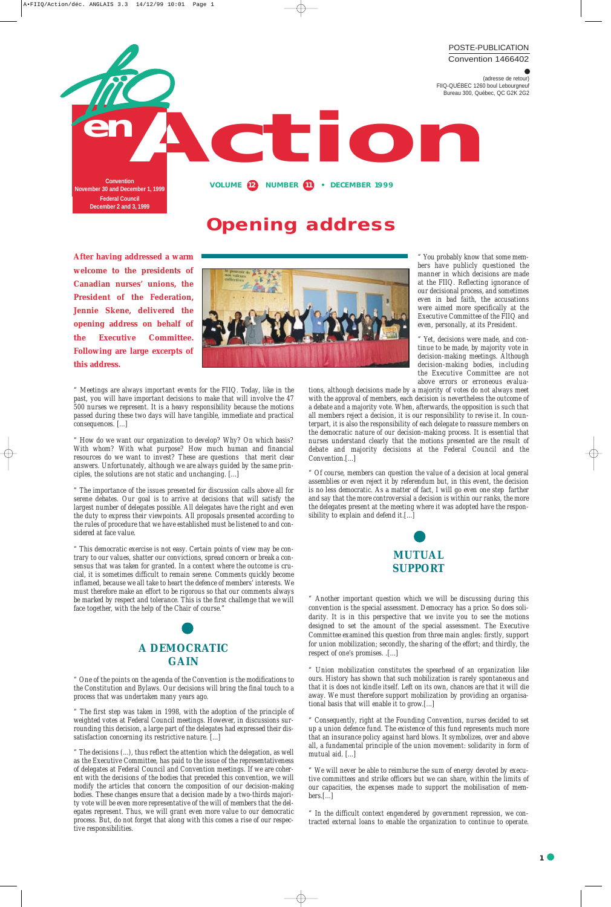POSTE-PUBLICATION
Convention 1466402

(adresse de retour)
FIIQ-QUÉBEC 1260 boul Lebourgneuf
Bureau 300, Québec, QC G2K 2G2

# FIIQ en Action

Convention
November 30 and December 1, 1999
Federal Council
December 2 and 3, 1999

VOLUME 12 NUMBER 11 • DECEMBER 1999

# Opening address

**After having addressed a warm welcome to the presidents of Canadian nurses' unions, the President of the Federation, Jennie Skene, delivered the opening address on behalf of the Executive Committee. Following are large excerpts of this address.**

" Meetings are always important events for the FIIQ. Today, like in the past, you will have important decisions to make that will involve the 47 500 nurses we represent. It is a heavy responsibility because the motions passed during these two days will have tangible, immediate and practical consequences. [...]

" How do we want our organization to develop? Why? On which basis? With whom? With what purpose? How much human and financial resources do we want to invest? These are questions that merit clear answers. Unfortunately, although we are always guided by the same principles, the solutions are not static and unchanging. [...]

" The importance of the issues presented for discussion calls above all for serene debates. Our goal is to arrive at decisions that will satisfy the largest number of delegates possible. All delegates have the right and even the duty to express their viewpoints. All proposals presented according to the rules of procedure that we have established must be listened to and considered at face value.

" This democratic exercise is not easy. Certain points of view may be contrary to our values, shatter our convictions, spread concern or break a consensus that was taken for granted. In a context where the outcome is crucial, it is sometimes difficult to remain serene. Comments quickly become inflamed, because we all take to heart the defence of members' interests. We must therefore make an effort to be rigorous so that our comments always be marked by respect and tolerance. This is the first challenge that we will face together, with the help of the Chair of course."

## A DEMOCRATIC GAIN

" One of the points on the agenda of the Convention is the modifications to the Constitution and Bylaws. Our decisions will bring the final touch to a process that was undertaken many years ago.

" The first step was taken in 1998, with the adoption of the principle of weighted votes at Federal Council meetings. However, in discussions surrounding this decision, a large part of the delegates had expressed their dissatisfaction concerning its restrictive nature. [...]

" The decisions (...), thus reflect the attention which the delegation, as well as the Executive Committee, has paid to the issue of the representativeness of delegates at Federal Council and Convention meetings. If we are coherent with the decisions of the bodies that preceded this convention, we will modify the articles that concern the composition of our decision-making bodies. These changes ensure that a decision made by a two-thirds majority vote will be even more representative of the will of members that the delegates represent. Thus, we will grant even more value to our democratic process. But, do not forget that along with this comes a rise of our respective responsibilities.

" You probably know that some members have publicly questioned the manner in which decisions are made at the FIIQ. Reflecting ignorance of our decisional process, and sometimes even in bad faith, the accusations were aimed more specifically at the Executive Committee of the FIIQ and even, personally, at its President.

" Yet, decisions were made, and continue to be made, by majority vote in decision-making meetings. Although decision-making bodies, including the Executive Committee are not above errors or erroneous evaluations, although decisions made by a majority of votes do not always meet with the approval of members, each decision is nevertheless the outcome of a debate and a majority vote. When, afterwards, the opposition is such that all members reject a decision, it is our responsibility to revise it. In counterpart, it is also the responsibility of each delegate to reassure members on the democratic nature of our decision-making process. It is essential that nurses understand clearly that the motions presented are the result of debate and majority decisions at the Federal Council and the Convention.[...]

" Of course, members can question the value of a decision at local general assemblies or even reject it by referendum but, in this event, the decision is no less democratic. As a matter of fact, I will go even one step farther and say that the more controversial a decision is within our ranks, the more the delegates present at the meeting where it was adopted have the responsibility to explain and defend it.[...]

## MUTUAL SUPPORT

" Another important question which we will be discussing during this convention is the special assessment. Democracy has a price. So does solidarity. It is in this perspective that we invite you to see the motions designed to set the amount of the special assessment. The Executive Committee examined this question from three main angles: firstly, support for union mobilization; secondly, the sharing of the effort; and thirdly, the respect of one's promises. .[...]

" Union mobilization constitutes the spearhead of an organization like ours. History has shown that such mobilization is rarely spontaneous and that it is does not kindle itself. Left on its own, chances are that it will die away. We must therefore support mobilization by providing an organisational basis that will enable it to grow.[...]

" Consequently, right at the Founding Convention, nurses decided to set up a union defence fund. The existence of this fund represents much more that an insurance policy against hard blows. It symbolizes, over and above all, a fundamental principle of the union movement: solidarity in form of mutual aid. [...]

" We will never be able to reimburse the sum of energy devoted by executive committees and strike officers but we can share, within the limits of our capacities, the expenses made to support the mobilisation of members.[...]

" In the difficult context engendered by government repression, we contracted external loans to enable the organization to continue to operate.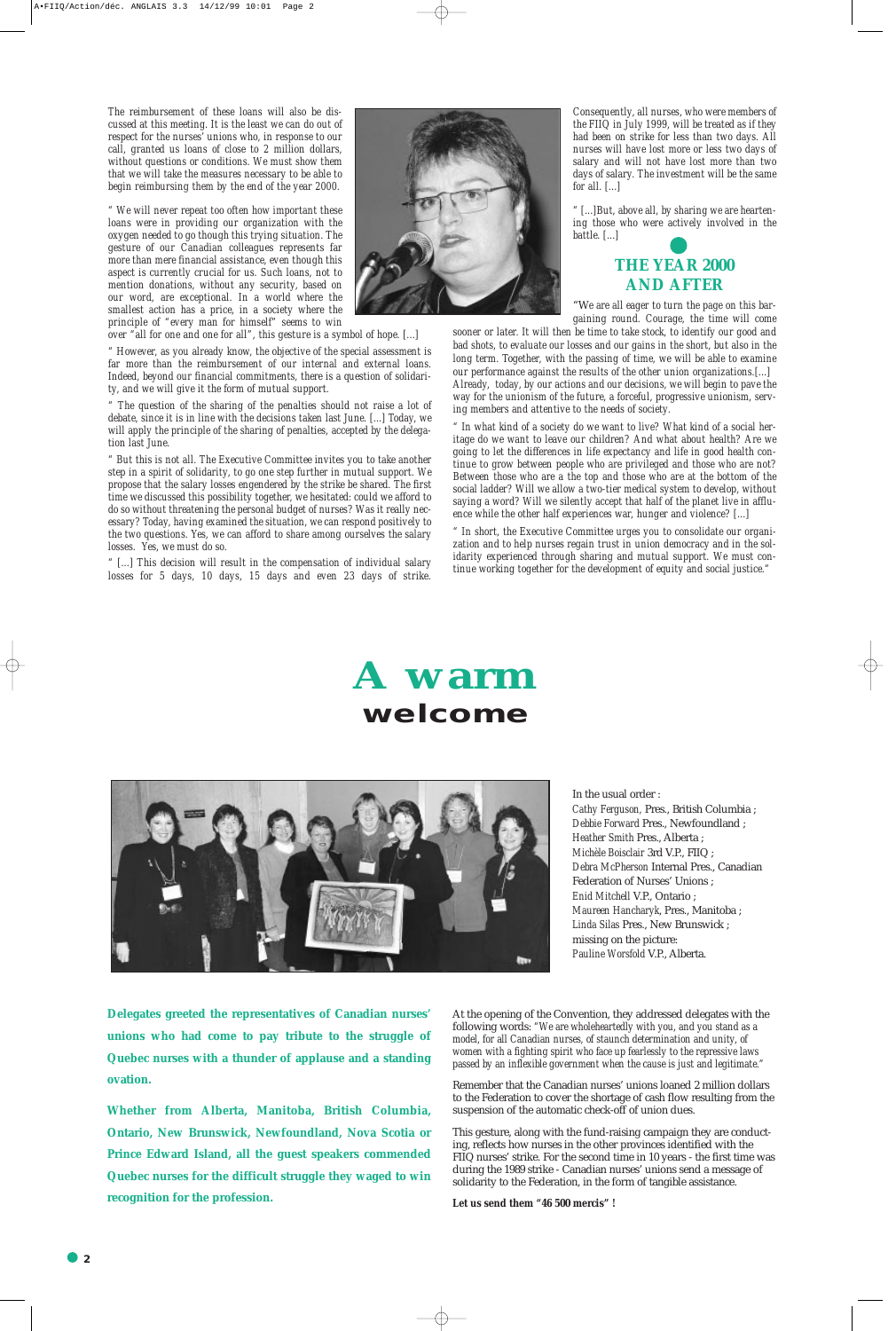*The reimbursement of these loans will also be discussed at this meeting. It is the least we can do out of respect for the nurses' unions who, in response to our call, granted us loans of close to 2 million dollars, without questions or conditions. We must show them that we will take the measures necessary to be able to begin reimbursing them by the end of the year 2000.*

*" We will never repeat too often how important these loans were in providing our organization with the oxygen needed to go though this trying situation. The gesture of our Canadian colleagues represents far more than mere financial assistance, even though this aspect is currently crucial for us. Such loans, not to mention donations, without any security, based on our word, are exceptional. In a world where the smallest action has a price, in a society where the principle of "every man for himself" seems to win over "all for one and one for all", this gesture is a symbol of hope. [...]*

*" However, as you already know, the objective of the special assessment is far more than the reimbursement of our internal and external loans. Indeed, beyond our financial commitments, there is a question of solidarity, and we will give it the form of mutual support.*

*" The question of the sharing of the penalties should not raise a lot of debate, since it is in line with the decisions taken last June. [...] Today, we will apply the principle of the sharing of penalties, accepted by the delegation last June.*

*" But this is not all. The Executive Committee invites you to take another step in a spirit of solidarity, to go one step further in mutual support. We propose that the salary losses engendered by the strike be shared. The first time we discussed this possibility together, we hesitated: could we afford to do so without threatening the personal budget of nurses? Was it really necessary? Today, having examined the situation, we can respond positively to the two questions. Yes, we can afford to share among ourselves the salary losses. Yes, we must do so.*

*" [...] This decision will result in the compensation of individual salary losses for 5 days, 10 days, 15 days and even 23 days of strike. Consequently, all nurses, who were members of the FIIQ in July 1999, will be treated as if they had been on strike for less than two days. All nurses will have lost more or less two days of salary and will not have lost more than two days of salary. The investment will be the same for all. [...]*

*" [...]But, above all, by sharing we are heartening those who were actively involved in the battle. [...]*

## THE YEAR 2000 AND AFTER

*"We are all eager to turn the page on this bargaining round. Courage, the time will come sooner or later. It will then be time to take stock, to identify our good and bad shots, to evaluate our losses and our gains in the short, but also in the long term. Together, with the passing of time, we will be able to examine our performance against the results of the other union organizations.[...] Already, today, by our actions and our decisions, we will begin to pave the way for the unionism of the future, a forceful, progressive unionism, serving members and attentive to the needs of society.*

*" In what kind of a society do we want to live? What kind of a social heritage do we want to leave our children? And what about health? Are we going to let the differences in life expectancy and life in good health continue to grow between people who are privileged and those who are not? Between those who are a the top and those who are at the bottom of the social ladder? Will we allow a two-tier medical system to develop, without saying a word? Will we silently accept that half of the planet live in affluence while the other half experiences war, hunger and violence? [...]*

*" In short, the Executive Committee urges you to consolidate our organization and to help nurses regain trust in union democracy and in the solidarity experienced through sharing and mutual support. We must continue working together for the development of equity and social justice."*

# A warm welcome

In the usual order :
*Cathy Ferguson,* Pres., British Columbia ;
*Debbie Forward* Pres., Newfoundland ;
*Heather Smith* Pres., Alberta ;
*Michèle Boisclair* 3rd V.P., FIIQ ;
*Debra McPherson* Internal Pres., Canadian Federation of Nurses' Unions ;
*Enid Mitchell* V.P., Ontario ;
*Maureen Hancharyk,* Pres., Manitoba ;
*Linda Silas* Pres., New Brunswick ;
missing on the picture:
*Pauline Worsfold* V.P., Alberta.

**Delegates greeted the representatives of Canadian nurses' unions who had come to pay tribute to the struggle of Quebec nurses with a thunder of applause and a standing ovation.**

**Whether from Alberta, Manitoba, British Columbia, Ontario, New Brunswick, Newfoundland, Nova Scotia or Prince Edward Island, all the guest speakers commended Quebec nurses for the difficult struggle they waged to win recognition for the profession.**

At the opening of the Convention, they addressed delegates with the following words: *"We are wholeheartedly with you, and you stand as a model, for all Canadian nurses, of staunch determination and unity, of women with a fighting spirit who face up fearlessly to the repressive laws passed by an inflexible government when the cause is just and legitimate."*

Remember that the Canadian nurses' unions loaned 2 million dollars to the Federation to cover the shortage of cash flow resulting from the suspension of the automatic check-off of union dues.

This gesture, along with the fund-raising campaign they are conducting, reflects how nurses in the other provinces identified with the FIIQ nurses' strike. For the second time in 10 years - the first time was during the 1989 strike - Canadian nurses' unions send a message of solidarity to the Federation, in the form of tangible assistance.

**Let us send them "46 500 mercis" !**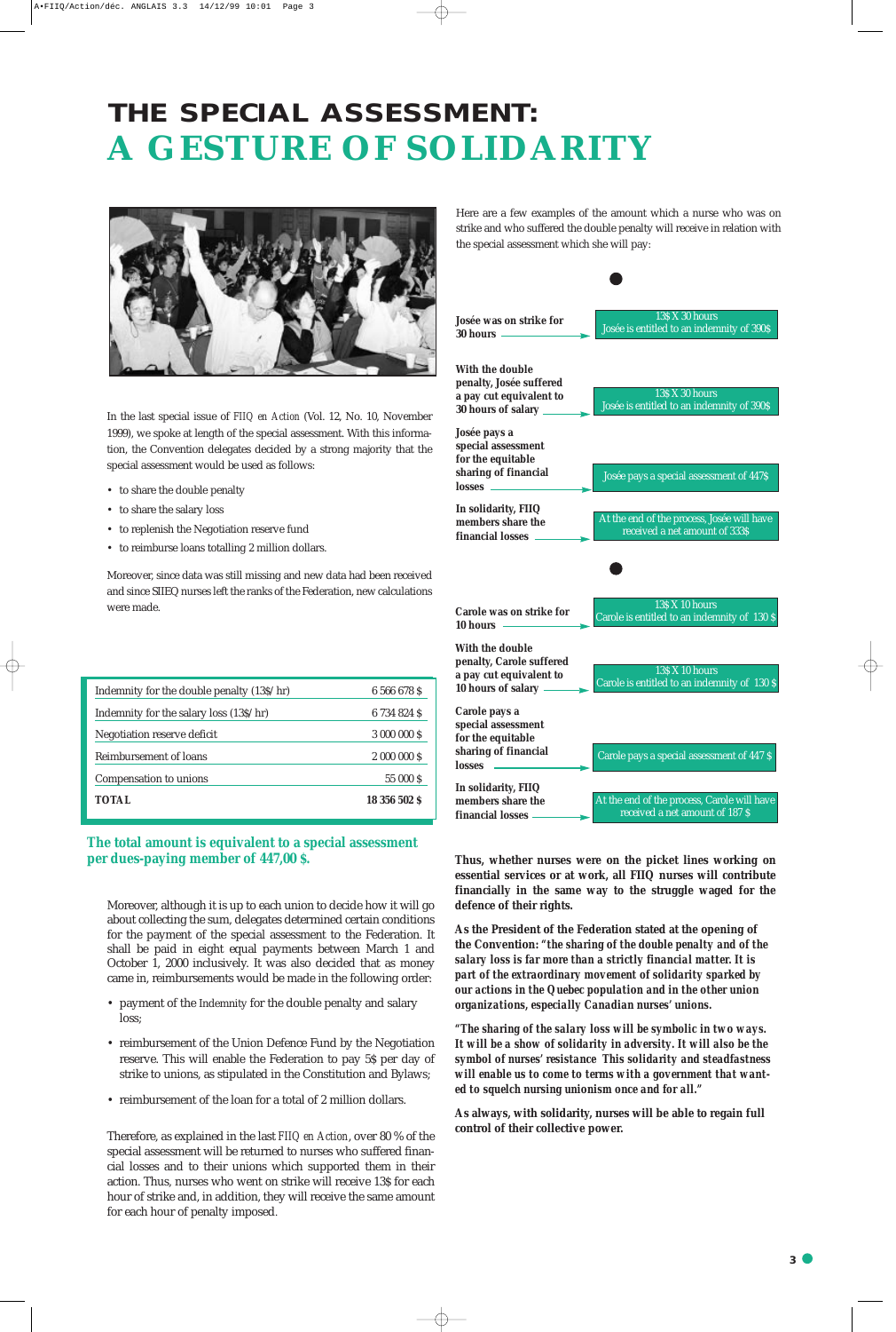# THE SPECIAL ASSESSMENT:
# A GESTURE OF SOLIDARITY

In the last special issue of *FIIQ en Action* (Vol. 12, No. 10, November 1999), we spoke at length of the special assessment. With this information, the Convention delegates decided by a strong majority that the special assessment would be used as follows:

- to share the double penalty
- to share the salary loss
- to replenish the Negotiation reserve fund
- to reimburse loans totalling 2 million dollars.

Moreover, since data was still missing and new data had been received and since SIIEQ nurses left the ranks of the Federation, new calculations were made.

| | |
|---|---|
| Indemnity for the double penalty (13$/hr) | 6 566 678 $ |
| Indemnity for the salary loss (13$/hr) | 6 734 824 $ |
| Negotiation reserve deficit | 3 000 000 $ |
| Reimbursement of loans | 2 000 000 $ |
| Compensation to unions | 55 000 $ |
| **TOTAL** | **18 356 502 $** |

**The total amount is equivalent to a special assessment per dues-paying member of 447,00 $.**

Moreover, although it is up to each union to decide how it will go about collecting the sum, delegates determined certain conditions for the payment of the special assessment to the Federation. It shall be paid in eight equal payments between March 1 and October 1, 2000 inclusively. It was also decided that as money came in, reimbursements would be made in the following order:

- payment of the Indemnity for the double penalty and salary loss;
- reimbursement of the Union Defence Fund by the Negotiation reserve. This will enable the Federation to pay 5$ per day of strike to unions, as stipulated in the Constitution and Bylaws;
- reimbursement of the loan for a total of 2 million dollars.

Therefore, as explained in the last *FIIQ en Action*, over 80 % of the special assessment will be returned to nurses who suffered financial losses and to their unions which supported them in their action. Thus, nurses who went on strike will receive 13$ for each hour of strike and, in addition, they will receive the same amount for each hour of penalty imposed.

Here are a few examples of the amount which a nurse who was on strike and who suffered the double penalty will receive in relation with the special assessment which she will pay:

| | |
|---|---|
| **Josée was on strike for 30 hours** | 13$ X 30 hours<br>Josée is entitled to an indemnity of 390$ |
| **With the double penalty, Josée suffered a pay cut equivalent to 30 hours of salary** | 13$ X 30 hours<br>Josée is entitled to an indemnity of 390$ |
| **Josée pays a special assessment for the equitable sharing of financial losses** | Josée pays a special assessment of 447$ |
| **In solidarity, FIIQ members share the financial losses** | At the end of the process, Josée will have received a net amount of 333$ |

| | |
|---|---|
| **Carole was on strike for 10 hours** | 13$ X 10 hours<br>Carole is entitled to an indemnity of 130 $ |
| **With the double penalty, Carole suffered a pay cut equivalent to 10 hours of salary** | 13$ X 10 hours<br>Carole is entitled to an indemnity of 130 $ |
| **Carole pays a special assessment for the equitable sharing of financial losses** | Carole pays a special assessment of 447 $ |
| **In solidarity, FIIQ members share the financial losses** | At the end of the process, Carole will have received a net amount of 187 $ |

**Thus, whether nurses were on the picket lines working on essential services or at work, all FIIQ nurses will contribute financially in the same way to the struggle waged for the defence of their rights.**

**As the President of the Federation stated at the opening of the Convention: *"the sharing of the double penalty and of the salary loss is far more than a strictly financial matter. It is part of the extraordinary movement of solidarity sparked by our actions in the Quebec population and in the other union organizations, especially Canadian nurses' unions.***

***"The sharing of the salary loss will be symbolic in two ways. It will be a show of solidarity in adversity. It will also be the symbol of nurses' resistance This solidarity and steadfastness will enable us to come to terms with a government that wanted to squelch nursing unionism once and for all."***

**As always, with solidarity, nurses will be able to regain full control of their collective power.**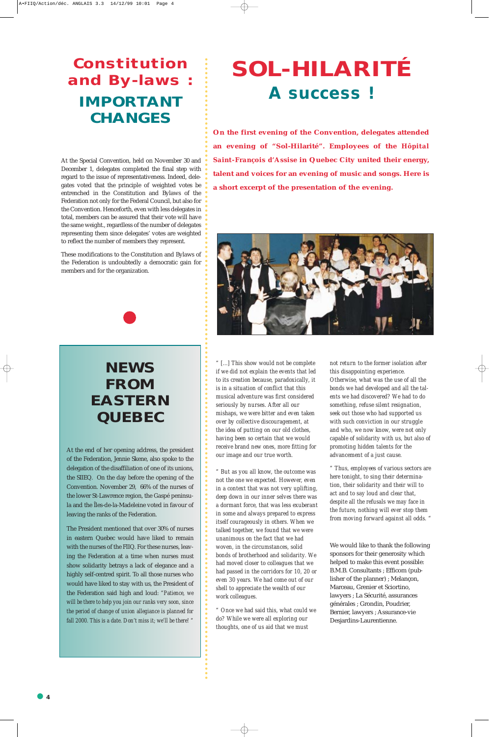## Constitution and By-laws : IMPORTANT CHANGES

At the Special Convention, held on November 30 and December 1, delegates completed the final step with regard to the issue of representativeness. Indeed, delegates voted that the principle of weighted votes be entrenched in the Constitution and Bylaws of the Federation not only for the Federal Council, but also for the Convention. Henceforth, even with less delegates in total, members can be assured that their vote will have the same weight., regardless of the number of delegates representing them since delegates' votes are weighted to reflect the number of members they represent.

These modifications to the Constitution and Bylaws of the Federation is undoubtedly a democratic gain for members and for the organization.

## NEWS FROM EASTERN QUEBEC

At the end of her opening address, the president of the Federation, Jennie Skene, also spoke to the delegation of the disaffiliation of one of its unions, the SIIEQ. On the day before the opening of the Convention. November 29, 66% of the nurses of the lower St-Lawrence region, the Gaspé peninsula and the Îles-de-la-Madeleine voted in favour of leaving the ranks of the Federation.

The President mentioned that over 30% of nurses in eastern Quebec would have liked to remain with the nurses of the FIIQ. For these nurses, leaving the Federation at a time when nurses must show solidarity betrays a lack of elegance and a highly self-centred spirit. To all those nurses who would have liked to stay with us, the President of the Federation said high and loud: *"Patience, we will be there to help you join our ranks very soon, since the period of change of union allegiance is planned for fall 2000. This is a date. Don't miss it; we'll be there! "*

# SOL-HILARITÉ

## A success !

**On the first evening of the Convention, delegates attended an evening of "Sol-Hilarité". Employees of the Hôpital Saint-François d'Assise in Quebec City united their energy, talent and voices for an evening of music and songs. Here is a short excerpt of the presentation of the evening.**

*" [...] This show would not be complete if we did not explain the events that led to its creation because, paradoxically, it is in a situation of conflict that this musical adventure was first considered seriously by nurses. After all our mishaps, we were bitter and even taken over by collective discouragement, at the idea of putting on our old clothes, having been so certain that we would receive brand new ones, more fitting for our image and our true worth.*

*" But as you all know, the outcome was not the one we expected. However, even in a context that was not very uplifting, deep down in our inner selves there was a dormant force, that was less exuberant in some and always prepared to express itself courageously in others. When we talked together, we found that we were unanimous on the fact that we had woven, in the circumstances, solid bonds of brotherhood and solidarity. We had moved closer to colleagues that we had passed in the corridors for 10, 20 or even 30 years. We had come out of our shell to appreciate the wealth of our work colleagues.*

*" Once we had said this, what could we do? While we were all exploring our thoughts, one of us aid that we must not return to the former isolation after this disappointing experience. Otherwise, what was the use of all the bonds we had developed and all the talents we had discovered? We had to do something, refuse silent resignation, seek out those who had supported us with such conviction in our struggle and who, we now know, were not only capable of solidarity with us, but also of promoting hidden talents for the advancement of a just cause.*

*" Thus, employees of various sectors are here tonight, to sing their determination, their solidarity and their will to act and to say loud and clear that, despite all the refusals we may face in the future, nothing will ever stop them from moving forward against all odds. "*

We would like to thank the following sponsors for their generosity which helped to make this event possible: B.M.B. Consultants ; Efficom (publisher of the planner) ; Melançon, Marceau, Grenier et Sciortino, lawyers ; La Sécurité, assurances générales ; Grondin, Poudrier, Bernier, lawyers ; Assurance-vie Desjardins-Laurentienne.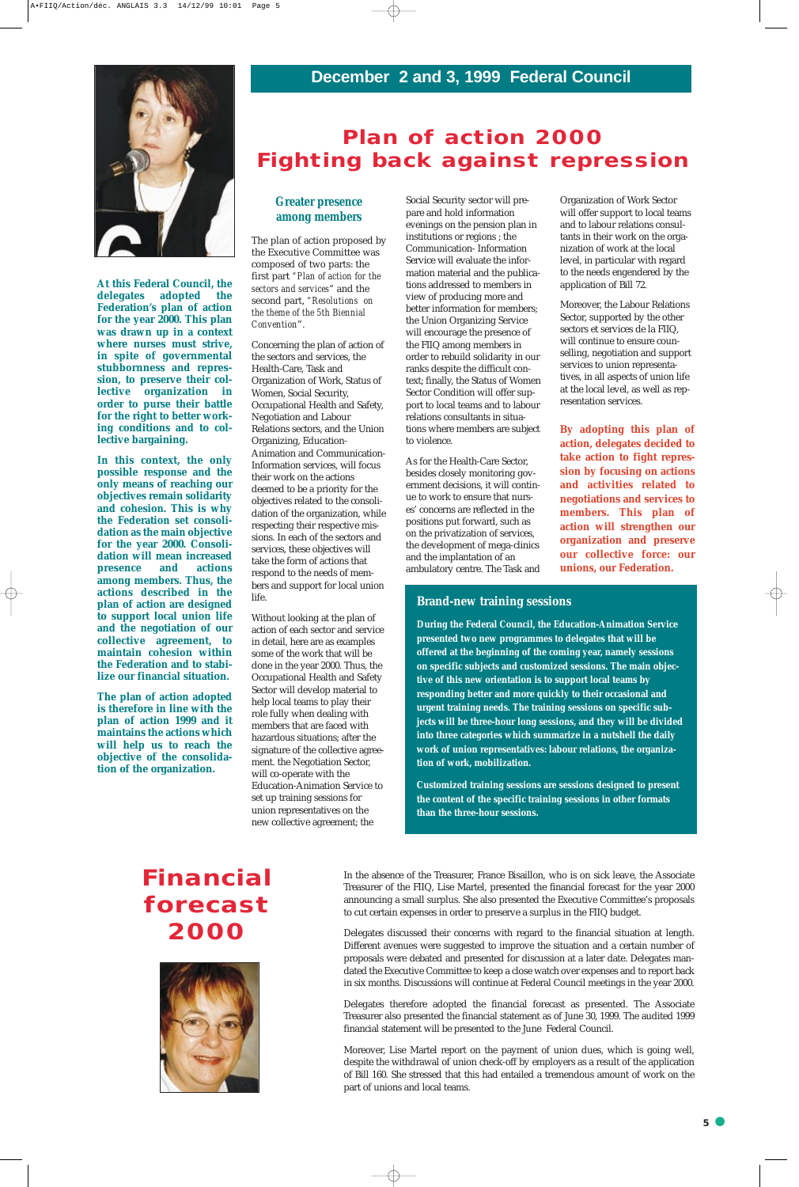## December 2 and 3, 1999 Federal Council

# Plan of action 2000 Fighting back against repression

**At this Federal Council, the delegates adopted the Federation's plan of action for the year 2000. This plan was drawn up in a context where nurses must strive, in spite of governmental stubbornness and repression, to preserve their collective organization in order to purse their battle for the right to better working conditions and to collective bargaining.**

**In this context, the only possible response and the only means of reaching our objectives remain solidarity and cohesion. This is why the Federation set consolidation as the main objective for the year 2000. Consolidation will mean increased presence and actions among members. Thus, the actions described in the plan of action are designed to support local union life and the negotiation of our collective agreement, to maintain cohesion within the Federation and to stabilize our financial situation.**

**The plan of action adopted is therefore in line with the plan of action 1999 and it maintains the actions which will help us to reach the objective of the consolidation of the organization.**

### Greater presence among members

The plan of action proposed by the Executive Committee was composed of two parts: the first part *"Plan of action for the sectors and services"* and the second part, *"Resolutions on the theme of the 5th Biennial Convention"*.

Concerning the plan of action of the sectors and services, the Health-Care, Task and Organization of Work, Status of Women, Social Security, Occupational Health and Safety, Negotiation and Labour Relations sectors, and the Union Organizing, Education-Animation and Communication-Information services, will focus their work on the actions deemed to be a priority for the objectives related to the consolidation of the organization, while respecting their respective missions. In each of the sectors and services, these objectives will take the form of actions that respond to the needs of members and support for local union life.

Without looking at the plan of action of each sector and service in detail, here are as examples some of the work that will be done in the year 2000. Thus, the Occupational Health and Safety Sector will develop material to help local teams to play their role fully when dealing with members that are faced with hazardous situations; after the signature of the collective agreement. the Negotiation Sector, will co-operate with the Education-Animation Service to set up training sessions for union representatives on the new collective agreement; the Social Security sector will prepare and hold information evenings on the pension plan in institutions or regions ; the Communication- Information Service will evaluate the information material and the publications addressed to members in view of producing more and better information for members; the Union Organizing Service will encourage the presence of the FIIQ among members in order to rebuild solidarity in our ranks despite the difficult context; finally, the Status of Women Sector Condition will offer support to local teams and to labour relations consultants in situations where members are subject to violence.

As for the Health-Care Sector, besides closely monitoring government decisions, it will continue to work to ensure that nurses' concerns are reflected in the positions put forward, such as on the privatization of services, the development of mega-clinics and the implantation of an ambulatory centre. The Task and Organization of Work Sector will offer support to local teams and to labour relations consultants in their work on the organization of work at the local level, in particular with regard to the needs engendered by the application of Bill 72.

Moreover, the Labour Relations Sector, supported by the other sectors et services de la FIIQ, will continue to ensure counselling, negotiation and support services to union representatives, in all aspects of union life at the local level, as well as representation services.

**By adopting this plan of action, delegates decided to take action to fight repression by focusing on actions and activities related to negotiations and services to members. This plan of action will strengthen our organization and preserve our collective force: our unions, our Federation.**

### Brand-new training sessions

**During the Federal Council, the Education-Animation Service presented two new programmes to delegates that will be offered at the beginning of the coming year, namely sessions on specific subjects and customized sessions. The main objective of this new orientation is to support local teams by responding better and more quickly to their occasional and urgent training needs. The training sessions on specific subjects will be three-hour long sessions, and they will be divided into three categories which summarize in a nutshell the daily work of union representatives: labour relations, the organization of work, mobilization.**

**Customized training sessions are sessions designed to present the content of the specific training sessions in other formats than the three-hour sessions.**

# Financial forecast 2000

In the absence of the Treasurer, France Bisaillon, who is on sick leave, the Associate Treasurer of the FIIQ, Lise Martel, presented the financial forecast for the year 2000 announcing a small surplus. She also presented the Executive Committee's proposals to cut certain expenses in order to preserve a surplus in the FIIQ budget.

Delegates discussed their concerns with regard to the financial situation at length. Different avenues were suggested to improve the situation and a certain number of proposals were debated and presented for discussion at a later date. Delegates mandated the Executive Committee to keep a close watch over expenses and to report back in six months. Discussions will continue at Federal Council meetings in the year 2000.

Delegates therefore adopted the financial forecast as presented. The Associate Treasurer also presented the financial statement as of June 30, 1999. The audited 1999 financial statement will be presented to the June Federal Council.

Moreover, Lise Martel report on the payment of union dues, which is going well, despite the withdrawal of union check-off by employers as a result of the application of Bill 160. She stressed that this had entailed a tremendous amount of work on the part of unions and local teams.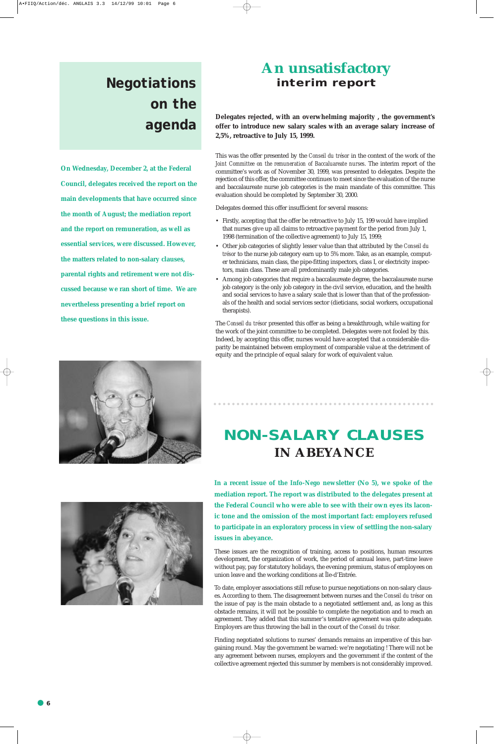# Negotiations on the agenda

**On Wednesday, December 2, at the Federal Council, delegates received the report on the main developments that have occurred since the month of August; the mediation report and the report on remuneration, as well as essential services, were discussed. However, the matters related to non-salary clauses, parental rights and retirement were not discussed because we ran short of time. We are nevertheless presenting a brief report on these questions in this issue.**

## An unsatisfactory interim report

**Delegates rejected, with an overwhelming majority , the government's offer to introduce new salary scales with an average salary increase of 2,5%, retroactive to July 15, 1999.**

This was the offer presented by the *Conseil du trésor* in the context of the work of the *Joint Committee on the remuneration of Baccalaureate nurses*. The interim report of the committee's work as of November 30, 1999, was presented to delegates. Despite the rejection of this offer, the committee continues to meet since the evaluation of the nurse and baccalaureate nurse job categories is the main mandate of this committee. This evaluation should be completed by September 30, 2000.

Delegates deemed this offer insufficient for several reasons:

- Firstly, accepting that the offer be retroactive to July 15, 199 would have implied that nurses give up all claims to retroactive payment for the period from July 1, 1998 (termination of the collective agreement) to July 15, 1999;
- Other job categories of slightly lesser value than that attributed by the *Conseil du trésor* to the nurse job category earn up to 5% more. Take, as an example, computer technicians, main class, the pipe-fitting inspectors, class I, or electricity inspectors, main class. These are all predominantly male job categories.
- Among job categories that require a baccalaureate degree, the baccalaureate nurse job category is the only job category in the civil service, education, and the health and social services to have a salary scale that is lower than that of the professionals of the health and social services sector (dieticians, social workers, occupational therapists).

The *Conseil du trésor* presented this offer as being a breakthrough, while waiting for the work of the joint committee to be completed. Delegates were not fooled by this. Indeed, by accepting this offer, nurses would have accepted that a considerable disparity be maintained between employment of comparable value at the detriment of equity and the principle of equal salary for work of equivalent value.

## NON-SALARY CLAUSES IN ABEYANCE

**In a recent issue of the Info-Nego newsletter (No 5), we spoke of the mediation report. The report was distributed to the delegates present at the Federal Council who were able to see with their own eyes its laconic tone and the omission of the most important fact: employers refused to participate in an exploratory process in view of settling the non-salary issues in abeyance.**

These issues are the recognition of training, access to positions, human resources development, the organization of work, the period of annual leave, part-time leave without pay, pay for statutory holidays, the evening premium, status of employees on union leave and the working conditions at Île-d'Entrée.

To date, employer associations still refuse to pursue negotiations on non-salary clauses. According to them. The disagreement between nurses and the *Conseil du trésor* on the issue of pay is the main obstacle to a negotiated settlement and, as long as this obstacle remains, it will not be possible to complete the negotiation and to reach an agreement. They added that this summer's tentative agreement was quite adequate. Employers are thus throwing the ball in the court of the *Conseil du trésor.*

Finding negotiated solutions to nurses' demands remains an imperative of this bargaining round. May the government be warned: we're negotiating ! There will not be any agreement between nurses, employers and the government if the content of the collective agreement rejected this summer by members is not considerably improved.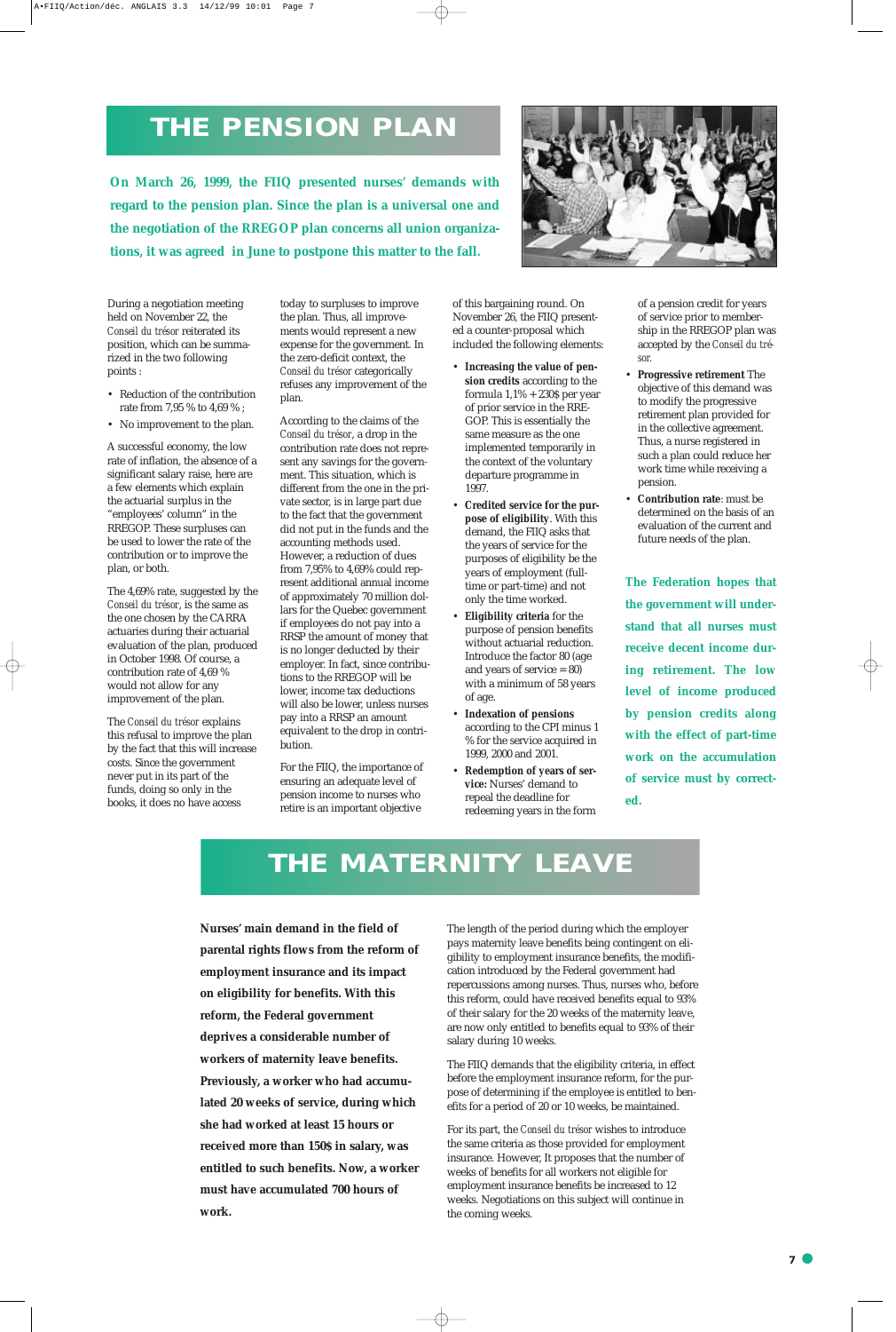# THE PENSION PLAN

**On March 26, 1999, the FIIQ presented nurses' demands with regard to the pension plan. Since the plan is a universal one and the negotiation of the RREGOP plan concerns all union organizations, it was agreed in June to postpone this matter to the fall.**

During a negotiation meeting held on November 22, the *Conseil du trésor* reiterated its position, which can be summarized in the two following points :

- Reduction of the contribution rate from 7,95 % to 4,69 % ;
- No improvement to the plan.

A successful economy, the low rate of inflation, the absence of a significant salary raise, here are a few elements which explain the actuarial surplus in the "employees' column" in the RREGOP. These surpluses can be used to lower the rate of the contribution or to improve the plan, or both.

The 4,69% rate, suggested by the *Conseil du trésor*, is the same as the one chosen by the CARRA actuaries during their actuarial evaluation of the plan, produced in October 1998. Of course, a contribution rate of 4,69 % would not allow for any improvement of the plan.

The *Conseil du trésor* explains this refusal to improve the plan by the fact that this will increase costs. Since the government never put in its part of the funds, doing so only in the books, it does no have access today to surpluses to improve the plan. Thus, all improvements would represent a new expense for the government. In the zero-deficit context, the *Conseil du trésor* categorically refuses any improvement of the plan.

According to the claims of the *Conseil du trésor*, a drop in the contribution rate does not represent any savings for the government. This situation, which is different from the one in the private sector, is in large part due to the fact that the government did not put in the funds and the accounting methods used. However, a reduction of dues from 7,95% to 4,69% could represent additional annual income of approximately 70 million dollars for the Quebec government if employees do not pay into a RRSP the amount of money that is no longer deducted by their employer. In fact, since contributions to the RREGOP will be lower, income tax deductions will also be lower, unless nurses pay into a RRSP an amount equivalent to the drop in contribution.

For the FIIQ, the importance of ensuring an adequate level of pension income to nurses who retire is an important objective of this bargaining round. On November 26, the FIIQ presented a counter-proposal which included the following elements:

- **Increasing the value of pension credits** according to the formula 1,1% + 230$ per year of prior service in the RREGOP. This is essentially the same measure as the one implemented temporarily in the context of the voluntary departure programme in 1997.
- **Credited service for the purpose of eligibility**. With this demand, the FIIQ asks that the years of service for the purposes of eligibility be the years of employment (full-time or part-time) and not only the time worked.
- **Eligibility criteria** for the purpose of pension benefits without actuarial reduction. Introduce the factor 80 (age and years of service = 80) with a minimum of 58 years of age.
- **Indexation of pensions** according to the CPI minus 1 % for the service acquired in 1999, 2000 and 2001.
- **Redemption of years of service:** Nurses' demand to repeal the deadline for redeeming years in the form of a pension credit for years of service prior to membership in the RREGOP plan was accepted by the *Conseil du trésor.*
- **Progressive retirement** The objective of this demand was to modify the progressive retirement plan provided for in the collective agreement. Thus, a nurse registered in such a plan could reduce her work time while receiving a pension.
- **Contribution rate**: must be determined on the basis of an evaluation of the current and future needs of the plan.

**The Federation hopes that the government will understand that all nurses must receive decent income during retirement. The low level of income produced by pension credits along with the effect of part-time work on the accumulation of service must by corrected.**

# THE MATERNITY LEAVE

**Nurses' main demand in the field of parental rights flows from the reform of employment insurance and its impact on eligibility for benefits. With this reform, the Federal government deprives a considerable number of workers of maternity leave benefits. Previously, a worker who had accumulated 20 weeks of service, during which she had worked at least 15 hours or received more than 150$ in salary, was entitled to such benefits. Now, a worker must have accumulated 700 hours of work.**

The length of the period during which the employer pays maternity leave benefits being contingent on eligibility to employment insurance benefits, the modification introduced by the Federal government had repercussions among nurses. Thus, nurses who, before this reform, could have received benefits equal to 93% of their salary for the 20 weeks of the maternity leave, are now only entitled to benefits equal to 93% of their salary during 10 weeks.

The FIIQ demands that the eligibility criteria, in effect before the employment insurance reform, for the purpose of determining if the employee is entitled to benefits for a period of 20 or 10 weeks, be maintained.

For its part, the *Conseil du trésor* wishes to introduce the same criteria as those provided for employment insurance. However, It proposes that the number of weeks of benefits for all workers not eligible for employment insurance benefits be increased to 12 weeks. Negotiations on this subject will continue in the coming weeks.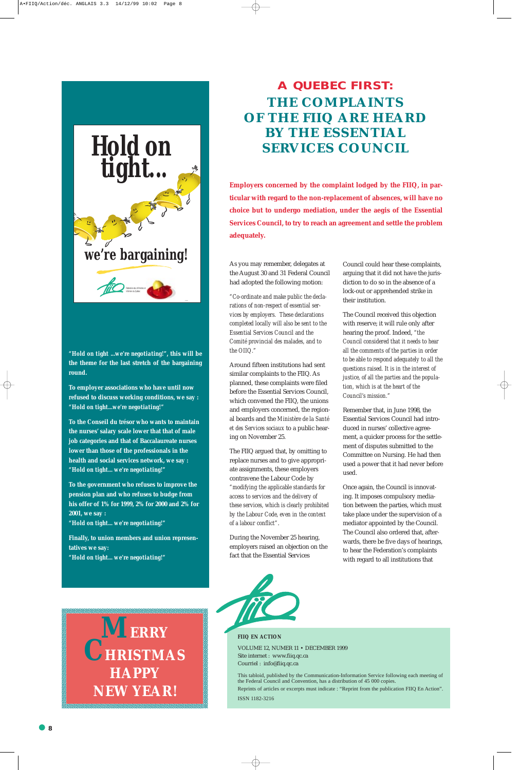# A QUEBEC FIRST: THE COMPLAINTS OF THE FIIQ ARE HEARD BY THE ESSENTIAL SERVICES COUNCIL

**Employers concerned by the complaint lodged by the FIIQ, in particular with regard to the non-replacement of absences, will have no choice but to undergo mediation, under the aegis of the Essential Services Council, to try to reach an agreement and settle the problem adequately.**

As you may remember, delegates at the August 30 and 31 Federal Council had adopted the following motion:

*"Co-ordinate and make public the declarations of non-respect of essential services by employers. These declarations completed locally will also be sent to the Essential Services Council and the Comité provincial des malades, and to the OIIQ."*

Around fifteen institutions had sent similar complaints to the FIIQ. As planned, these complaints were filed before the Essential Services Council, which convened the FIIQ, the unions and employers concerned, the regional boards and the *Ministère de la Santé et des Services sociaux* to a public hearing on November 25.

The FIIQ argued that, by omitting to replace nurses and to give appropriate assignments, these employers contravene the Labour Code by *"modifying the applicable standards for access to services and the delivery of these services, which is clearly prohibited by the Labour Code, even in the context of a labour conflict"*.

During the November 25 hearing, employers raised an objection on the fact that the Essential Services Council could hear these complaints, arguing that it did not have the jurisdiction to do so in the absence of a lock-out or apprehended strike in their institution.

The Council received this objection with reserve; it will rule only after hearing the proof. Indeed, *"the Council considered that it needs to hear all the comments of the parties in order to be able to respond adequately to all the questions raised. It is in the interest of justice, of all the parties and the population, which is at the heart of the Council's mission."*

Remember that, in June 1998, the Essential Services Council had introduced in nurses' collective agreement, a quicker process for the settlement of disputes submitted to the Committee on Nursing. He had then used a power that it had never before used.

Once again, the Council is innovating. It imposes compulsory mediation between the parties, which must take place under the supervision of a mediator appointed by the Council. The Council also ordered that, afterwards, there be five days of hearings, to hear the Federation's complaints with regard to all institutions that

---

Hold on tight...

we're bargaining!

**"Hold on tight ...*we're negotiating!*", this will be the theme for the last stretch of the bargaining round.**

**To employer associations who have until now refused to discuss working conditions, we say : "Hold on tight...*we're negotiating!*"**

**To the Conseil du trésor who wants to maintain the nurses' salary scale lower that that of male job categories and that of Baccalaureate nurses lower than those of the professionals in the health and social services network, we say : "Hold on tight... *we're negotiating!*"**

**To the government who refuses to improve the pension plan and who refuses to budge from his offer of 1% for 1999, 2% for 2000 and 2% for 2001, we say :**
**"Hold on tight... *we're negotiating!*"**

**Finally, to union members and union representatives we say:**
**"Hold on tight... *we're negotiating!*"**

---

**MERRY CHRISTMAS**
**HAPPY NEW YEAR!**

---

**FIIQ EN ACTION**

VOLUME 12, NUMER 11 • DECEMBER 1999
Site internet : www.fiiq.qc.ca
Courriel : info@fiiq.qc.ca

This tabloid, published by the Communication-Information Service following each meeting of the Federal Council and Convention, has a distribution of 45 000 copies.
Reprints of articles or excerpts must indicate : "Reprint from the publication FIIQ En Action".

ISSN 1182-3216